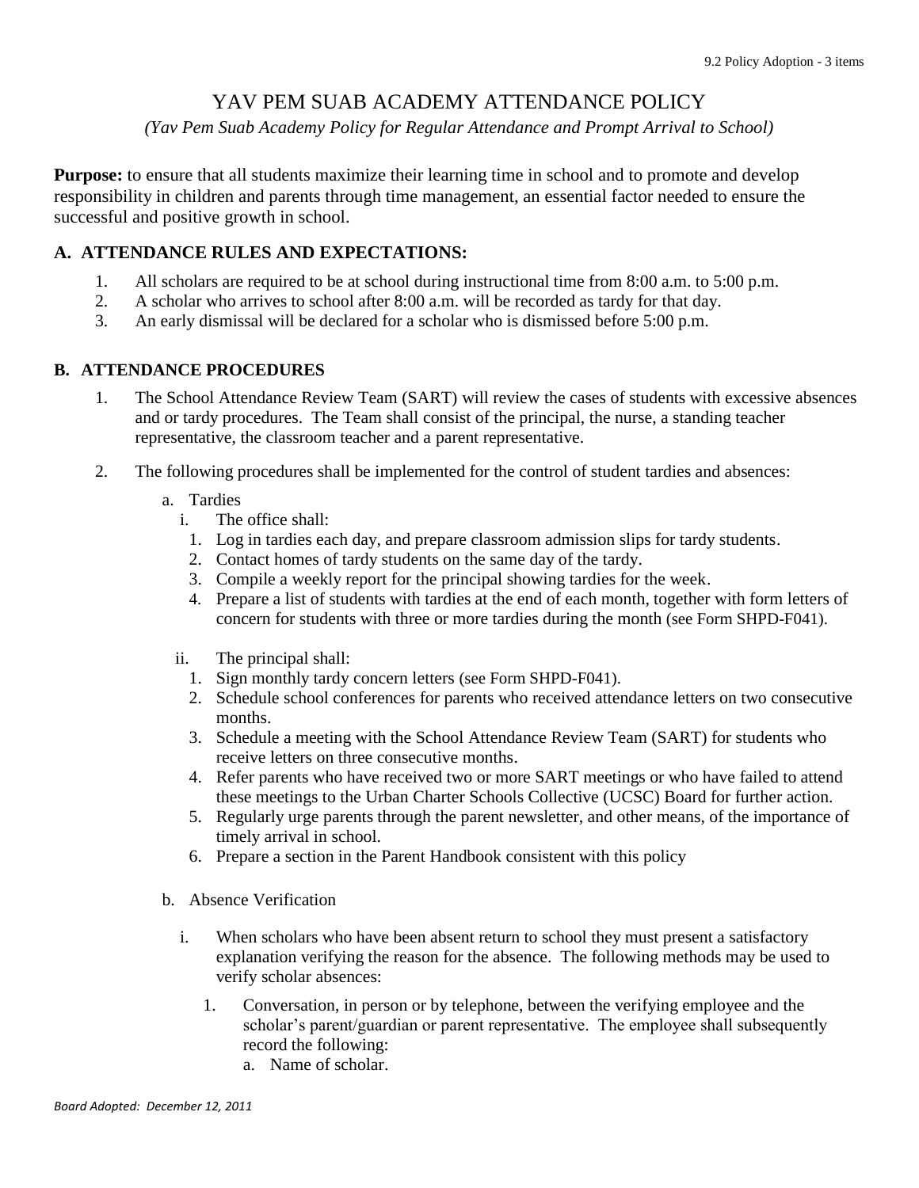# YAV PEM SUAB ACADEMY ATTENDANCE POLICY

*(Yav Pem Suab Academy Policy for Regular Attendance and Prompt Arrival to School)*

**Purpose:** to ensure that all students maximize their learning time in school and to promote and develop responsibility in children and parents through time management, an essential factor needed to ensure the successful and positive growth in school.

## A. ATTENDANCE RULES AND EXPECTATIONS:

1. All scholars are required to be at school during instructional time from 8:00 a.m. to 5:00 p.m.
2. A scholar who arrives to school after 8:00 a.m. will be recorded as tardy for that day.
3. An early dismissal will be declared for a scholar who is dismissed before 5:00 p.m.

## B. ATTENDANCE PROCEDURES

1. The School Attendance Review Team (SART) will review the cases of students with excessive absences and or tardy procedures. The Team shall consist of the principal, the nurse, a standing teacher representative, the classroom teacher and a parent representative.

2. The following procedures shall be implemented for the control of student tardies and absences:

   a. Tardies

      i. The office shall:
         1. Log in tardies each day, and prepare classroom admission slips for tardy students.
         2. Contact homes of tardy students on the same day of the tardy.
         3. Compile a weekly report for the principal showing tardies for the week.
         4. Prepare a list of students with tardies at the end of each month, together with form letters of concern for students with three or more tardies during the month (see Form SHPD-F041).

      ii. The principal shall:
         1. Sign monthly tardy concern letters (see Form SHPD-F041).
         2. Schedule school conferences for parents who received attendance letters on two consecutive months.
         3. Schedule a meeting with the School Attendance Review Team (SART) for students who receive letters on three consecutive months.
         4. Refer parents who have received two or more SART meetings or who have failed to attend these meetings to the Urban Charter Schools Collective (UCSC) Board for further action.
         5. Regularly urge parents through the parent newsletter, and other means, of the importance of timely arrival in school.
         6. Prepare a section in the Parent Handbook consistent with this policy

   b. Absence Verification

      i. When scholars who have been absent return to school they must present a satisfactory explanation verifying the reason for the absence. The following methods may be used to verify scholar absences:

         1. Conversation, in person or by telephone, between the verifying employee and the scholar's parent/guardian or parent representative. The employee shall subsequently record the following:
            a. Name of scholar.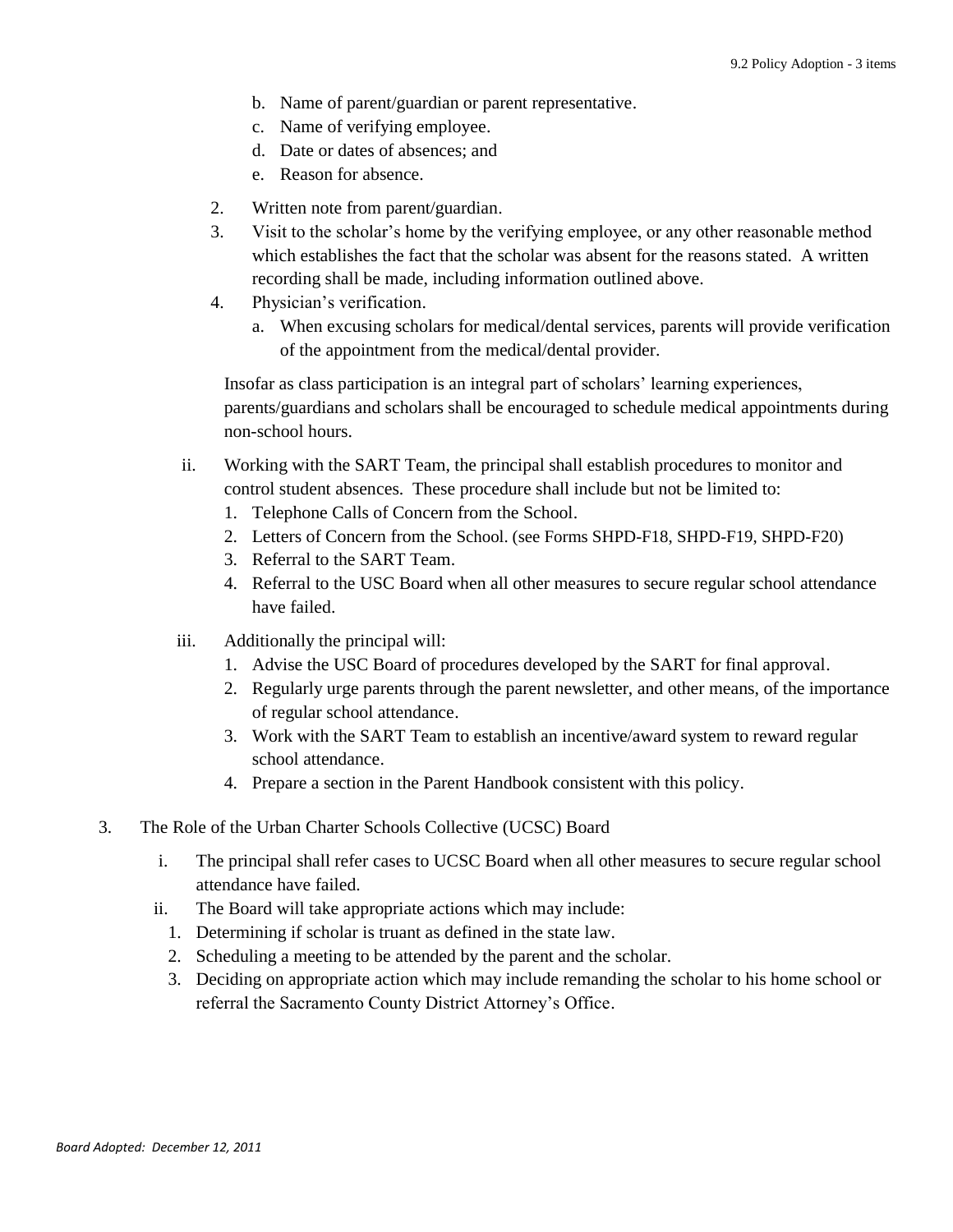b. Name of parent/guardian or parent representative.
   c. Name of verifying employee.
   d. Date or dates of absences; and
   e. Reason for absence.

2. Written note from parent/guardian.
3. Visit to the scholar's home by the verifying employee, or any other reasonable method which establishes the fact that the scholar was absent for the reasons stated. A written recording shall be made, including information outlined above.
4. Physician's verification.
   a. When excusing scholars for medical/dental services, parents will provide verification of the appointment from the medical/dental provider.

Insofar as class participation is an integral part of scholars' learning experiences, parents/guardians and scholars shall be encouraged to schedule medical appointments during non-school hours.

ii. Working with the SART Team, the principal shall establish procedures to monitor and control student absences. These procedure shall include but not be limited to:
   1. Telephone Calls of Concern from the School.
   2. Letters of Concern from the School. (see Forms SHPD-F18, SHPD-F19, SHPD-F20)
   3. Referral to the SART Team.
   4. Referral to the USC Board when all other measures to secure regular school attendance have failed.

iii. Additionally the principal will:
   1. Advise the USC Board of procedures developed by the SART for final approval.
   2. Regularly urge parents through the parent newsletter, and other means, of the importance of regular school attendance.
   3. Work with the SART Team to establish an incentive/award system to reward regular school attendance.
   4. Prepare a section in the Parent Handbook consistent with this policy.

3. The Role of the Urban Charter Schools Collective (UCSC) Board

   i. The principal shall refer cases to UCSC Board when all other measures to secure regular school attendance have failed.
   ii. The Board will take appropriate actions which may include:
      1. Determining if scholar is truant as defined in the state law.
      2. Scheduling a meeting to be attended by the parent and the scholar.
      3. Deciding on appropriate action which may include remanding the scholar to his home school or referral the Sacramento County District Attorney's Office.

*Board Adopted: December 12, 2011*